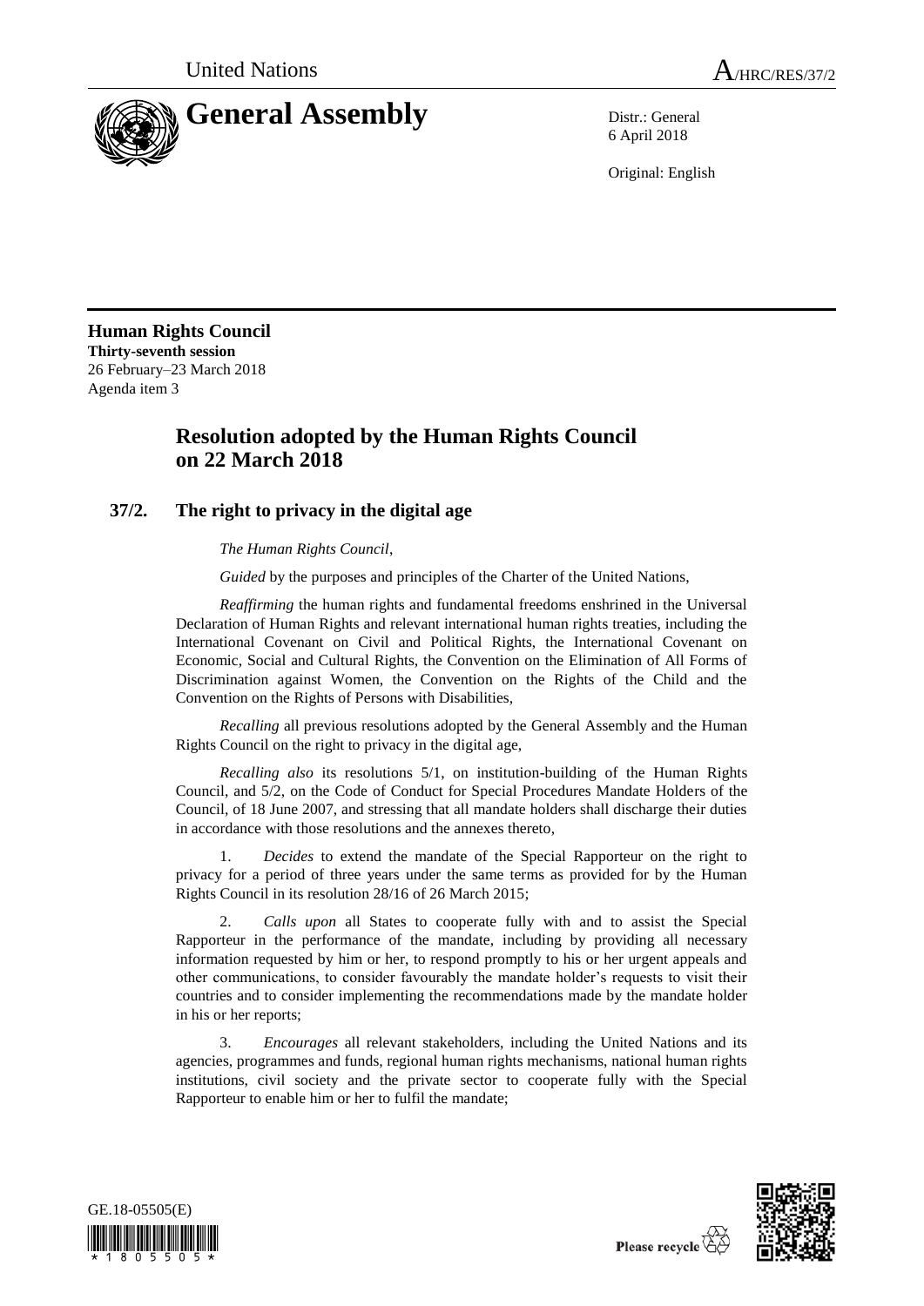United Nations A/HRC/RES/37/2

# General Assembly

Distr.: General
6 April 2018

Original: English

**Human Rights Council**
**Thirty-seventh session**
26 February–23 March 2018
Agenda item 3

## Resolution adopted by the Human Rights Council on 22 March 2018

### 37/2. The right to privacy in the digital age

*The Human Rights Council*,

*Guided* by the purposes and principles of the Charter of the United Nations,

*Reaffirming* the human rights and fundamental freedoms enshrined in the Universal Declaration of Human Rights and relevant international human rights treaties, including the International Covenant on Civil and Political Rights, the International Covenant on Economic, Social and Cultural Rights, the Convention on the Elimination of All Forms of Discrimination against Women, the Convention on the Rights of the Child and the Convention on the Rights of Persons with Disabilities,

*Recalling* all previous resolutions adopted by the General Assembly and the Human Rights Council on the right to privacy in the digital age,

*Recalling also* its resolutions 5/1, on institution-building of the Human Rights Council, and 5/2, on the Code of Conduct for Special Procedures Mandate Holders of the Council, of 18 June 2007, and stressing that all mandate holders shall discharge their duties in accordance with those resolutions and the annexes thereto,

1. *Decides* to extend the mandate of the Special Rapporteur on the right to privacy for a period of three years under the same terms as provided for by the Human Rights Council in its resolution 28/16 of 26 March 2015;

2. *Calls upon* all States to cooperate fully with and to assist the Special Rapporteur in the performance of the mandate, including by providing all necessary information requested by him or her, to respond promptly to his or her urgent appeals and other communications, to consider favourably the mandate holder's requests to visit their countries and to consider implementing the recommendations made by the mandate holder in his or her reports;

3. *Encourages* all relevant stakeholders, including the United Nations and its agencies, programmes and funds, regional human rights mechanisms, national human rights institutions, civil society and the private sector to cooperate fully with the Special Rapporteur to enable him or her to fulfil the mandate;

GE.18-05505(E)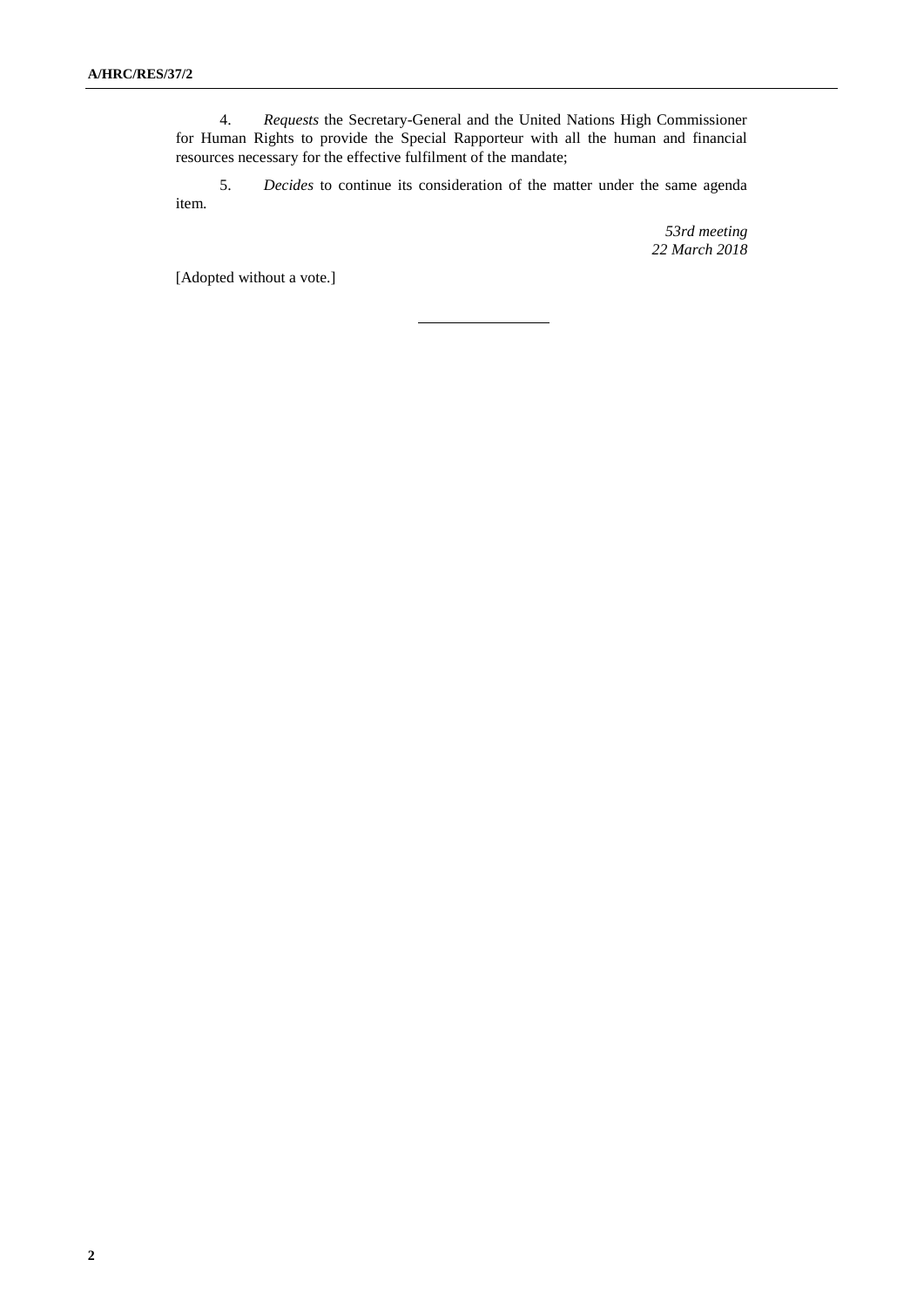4. *Requests* the Secretary-General and the United Nations High Commissioner for Human Rights to provide the Special Rapporteur with all the human and financial resources necessary for the effective fulfilment of the mandate;

5. *Decides* to continue its consideration of the matter under the same agenda item.

*53rd meeting*
*22 March 2018*

[Adopted without a vote.]